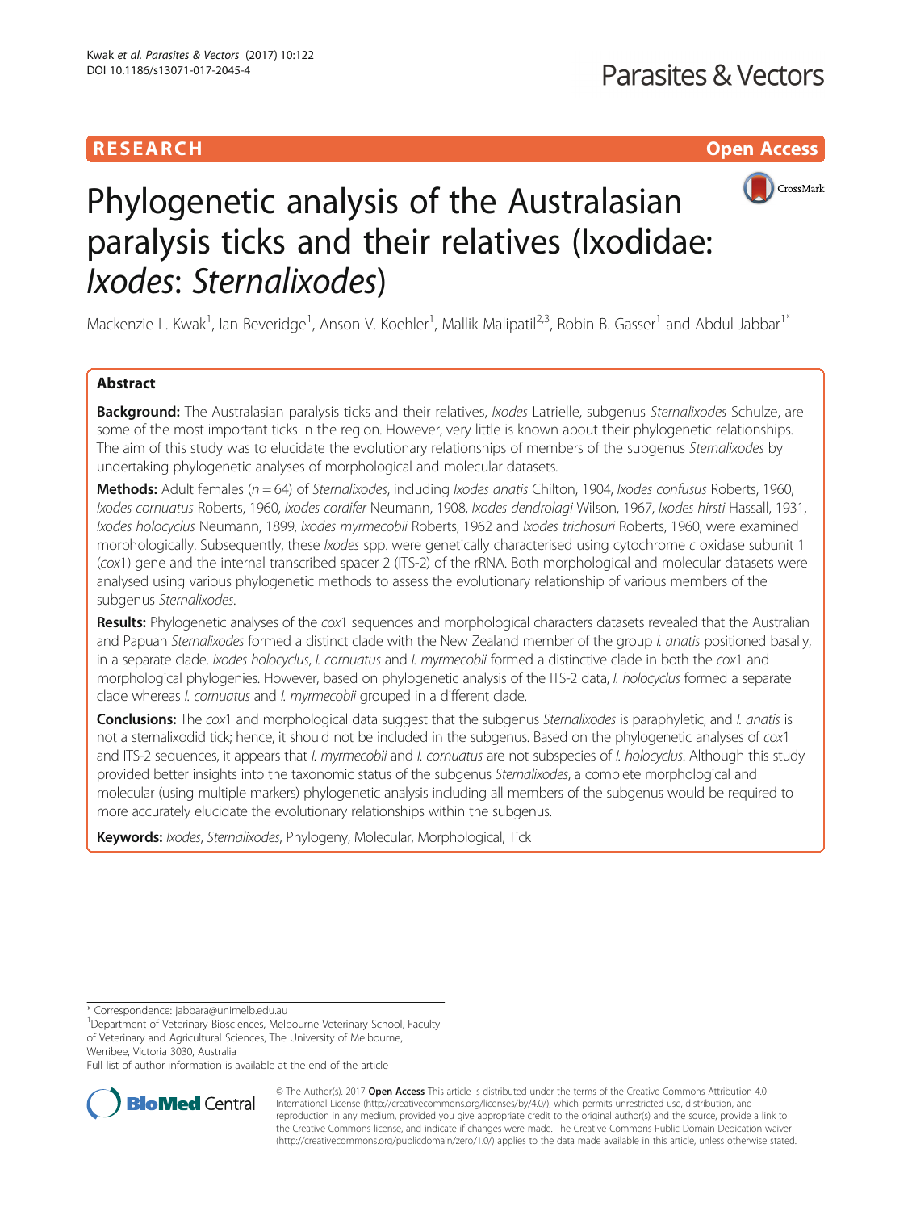RESEARCH

Open Access

# Phylogenetic analysis of the Australasian paralysis ticks and their relatives (Ixodidae: *Ixodes*: *Sternalixodes*)

Mackenzie L. Kwak[1], Ian Beveridge[1], Anson V. Koehler[1], Mallik Malipatil[2,3], Robin B. Gasser[1] and Abdul Jabbar[1*]

## Abstract

**Background:** The Australasian paralysis ticks and their relatives, *Ixodes* Latrielle, subgenus *Sternalixodes* Schulze, are some of the most important ticks in the region. However, very little is known about their phylogenetic relationships. The aim of this study was to elucidate the evolutionary relationships of members of the subgenus *Sternalixodes* by undertaking phylogenetic analyses of morphological and molecular datasets.

**Methods:** Adult females ($n = 64$) of *Sternalixodes*, including *Ixodes anatis* Chilton, 1904, *Ixodes confusus* Roberts, 1960, *Ixodes cornuatus* Roberts, 1960, *Ixodes cordifer* Neumann, 1908, *Ixodes dendrolagi* Wilson, 1967, *Ixodes hirsti* Hassall, 1931, *Ixodes holocyclus* Neumann, 1899, *Ixodes myrmecobii* Roberts, 1962 and *Ixodes trichosuri* Roberts, 1960, were examined morphologically. Subsequently, these *Ixodes* spp. were genetically characterised using cytochrome *c* oxidase subunit 1 (*cox*1) gene and the internal transcribed spacer 2 (ITS-2) of the rRNA. Both morphological and molecular datasets were analysed using various phylogenetic methods to assess the evolutionary relationship of various members of the subgenus *Sternalixodes*.

**Results:** Phylogenetic analyses of the *cox*1 sequences and morphological characters datasets revealed that the Australian and Papuan *Sternalixodes* formed a distinct clade with the New Zealand member of the group *I. anatis* positioned basally, in a separate clade. *Ixodes holocyclus*, *I. cornuatus* and *I. myrmecobii* formed a distinctive clade in both the *cox*1 and morphological phylogenies. However, based on phylogenetic analysis of the ITS-2 data, *I. holocyclus* formed a separate clade whereas *I. cornuatus* and *I. myrmecobii* grouped in a different clade.

**Conclusions:** The *cox*1 and morphological data suggest that the subgenus *Sternalixodes* is paraphyletic, and *I. anatis* is not a sternalixodid tick; hence, it should not be included in the subgenus. Based on the phylogenetic analyses of *cox*1 and ITS-2 sequences, it appears that *I. myrmecobii* and *I. cornuatus* are not subspecies of *I. holocyclus*. Although this study provided better insights into the taxonomic status of the subgenus *Sternalixodes*, a complete morphological and molecular (using multiple markers) phylogenetic analysis including all members of the subgenus would be required to more accurately elucidate the evolutionary relationships within the subgenus.

**Keywords:** *Ixodes*, *Sternalixodes*, Phylogeny, Molecular, Morphological, Tick

\* Correspondence: jabbara@unimelb.edu.au
[1]Department of Veterinary Biosciences, Melbourne Veterinary School, Faculty of Veterinary and Agricultural Sciences, The University of Melbourne, Werribee, Victoria 3030, Australia
Full list of author information is available at the end of the article

© The Author(s). 2017 **Open Access** This article is distributed under the terms of the Creative Commons Attribution 4.0 International License (http://creativecommons.org/licenses/by/4.0/), which permits unrestricted use, distribution, and reproduction in any medium, provided you give appropriate credit to the original author(s) and the source, provide a link to the Creative Commons license, and indicate if changes were made. The Creative Commons Public Domain Dedication waiver (http://creativecommons.org/publicdomain/zero/1.0/) applies to the data made available in this article, unless otherwise stated.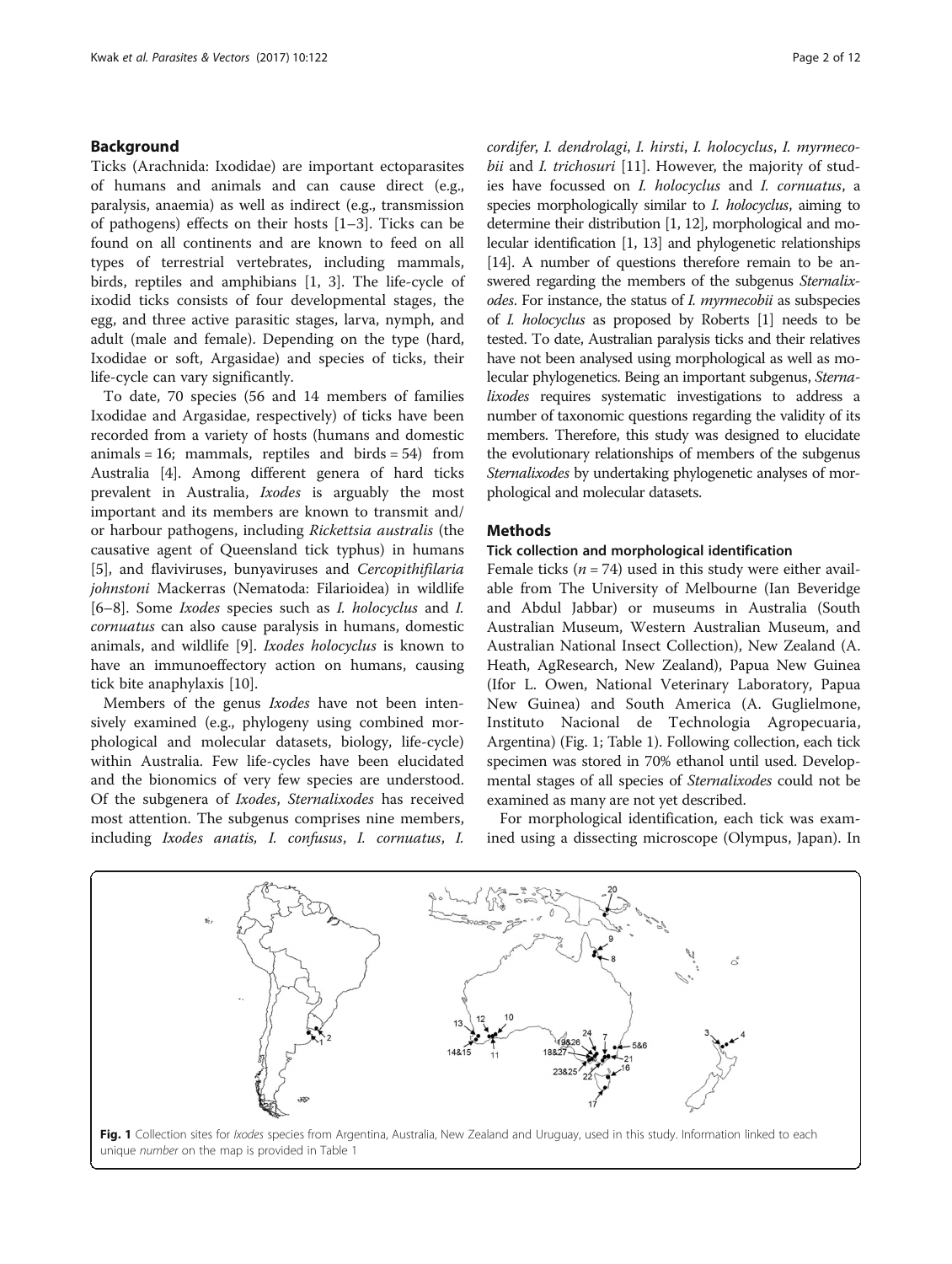## Background

Ticks (Arachnida: Ixodidae) are important ectoparasites of humans and animals and can cause direct (e.g., paralysis, anaemia) as well as indirect (e.g., transmission of pathogens) effects on their hosts [1–3]. Ticks can be found on all continents and are known to feed on all types of terrestrial vertebrates, including mammals, birds, reptiles and amphibians [1, 3]. The life-cycle of ixodid ticks consists of four developmental stages, the egg, and three active parasitic stages, larva, nymph, and adult (male and female). Depending on the type (hard, Ixodidae or soft, Argasidae) and species of ticks, their life-cycle can vary significantly.

To date, 70 species (56 and 14 members of families Ixodidae and Argasidae, respectively) of ticks have been recorded from a variety of hosts (humans and domestic animals = 16; mammals, reptiles and birds = 54) from Australia [4]. Among different genera of hard ticks prevalent in Australia, *Ixodes* is arguably the most important and its members are known to transmit and/or harbour pathogens, including *Rickettsia australis* (the causative agent of Queensland tick typhus) in humans [5], and flaviviruses, bunyaviruses and *Cercopithifilaria johnstoni* Mackerras (Nematoda: Filarioidea) in wildlife [6–8]. Some *Ixodes* species such as *I. holocyclus* and *I. cornuatus* can also cause paralysis in humans, domestic animals, and wildlife [9]. *Ixodes holocyclus* is known to have an immunoeffectory action on humans, causing tick bite anaphylaxis [10].

Members of the genus *Ixodes* have not been intensively examined (e.g., phylogeny using combined morphological and molecular datasets, biology, life-cycle) within Australia. Few life-cycles have been elucidated and the bionomics of very few species are understood. Of the subgenera of *Ixodes*, *Sternalixodes* has received most attention. The subgenus comprises nine members, including *Ixodes anatis, I. confusus*, *I. cornuatus*, *I. cordifer*, *I. dendrolagi*, *I. hirsti*, *I. holocyclus*, *I. myrmecobii* and *I. trichosuri* [11]. However, the majority of studies have focussed on *I. holocyclus* and *I. cornuatus*, a species morphologically similar to *I. holocyclus*, aiming to determine their distribution [1, 12], morphological and molecular identification [1, 13] and phylogenetic relationships [14]. A number of questions therefore remain to be answered regarding the members of the subgenus *Sternalixodes*. For instance, the status of *I. myrmecobii* as subspecies of *I. holocyclus* as proposed by Roberts [1] needs to be tested. To date, Australian paralysis ticks and their relatives have not been analysed using morphological as well as molecular phylogenetics. Being an important subgenus, *Sternalixodes* requires systematic investigations to address a number of taxonomic questions regarding the validity of its members. Therefore, this study was designed to elucidate the evolutionary relationships of members of the subgenus *Sternalixodes* by undertaking phylogenetic analyses of morphological and molecular datasets.

## Methods

### Tick collection and morphological identification

Female ticks ($n = 74$) used in this study were either available from The University of Melbourne (Ian Beveridge and Abdul Jabbar) or museums in Australia (South Australian Museum, Western Australian Museum, and Australian National Insect Collection), New Zealand (A. Heath, AgResearch, New Zealand), Papua New Guinea (Ifor L. Owen, National Veterinary Laboratory, Papua New Guinea) and South America (A. Guglielmone, Instituto Nacional de Technologia Agropecuaria, Argentina) (Fig. 1; Table 1). Following collection, each tick specimen was stored in 70% ethanol until used. Developmental stages of all species of *Sternalixodes* could not be examined as many are not yet described.

For morphological identification, each tick was examined using a dissecting microscope (Olympus, Japan). In

**Fig. 1** Collection sites for *Ixodes* species from Argentina, Australia, New Zealand and Uruguay, used in this study. Information linked to each unique *number* on the map is provided in Table 1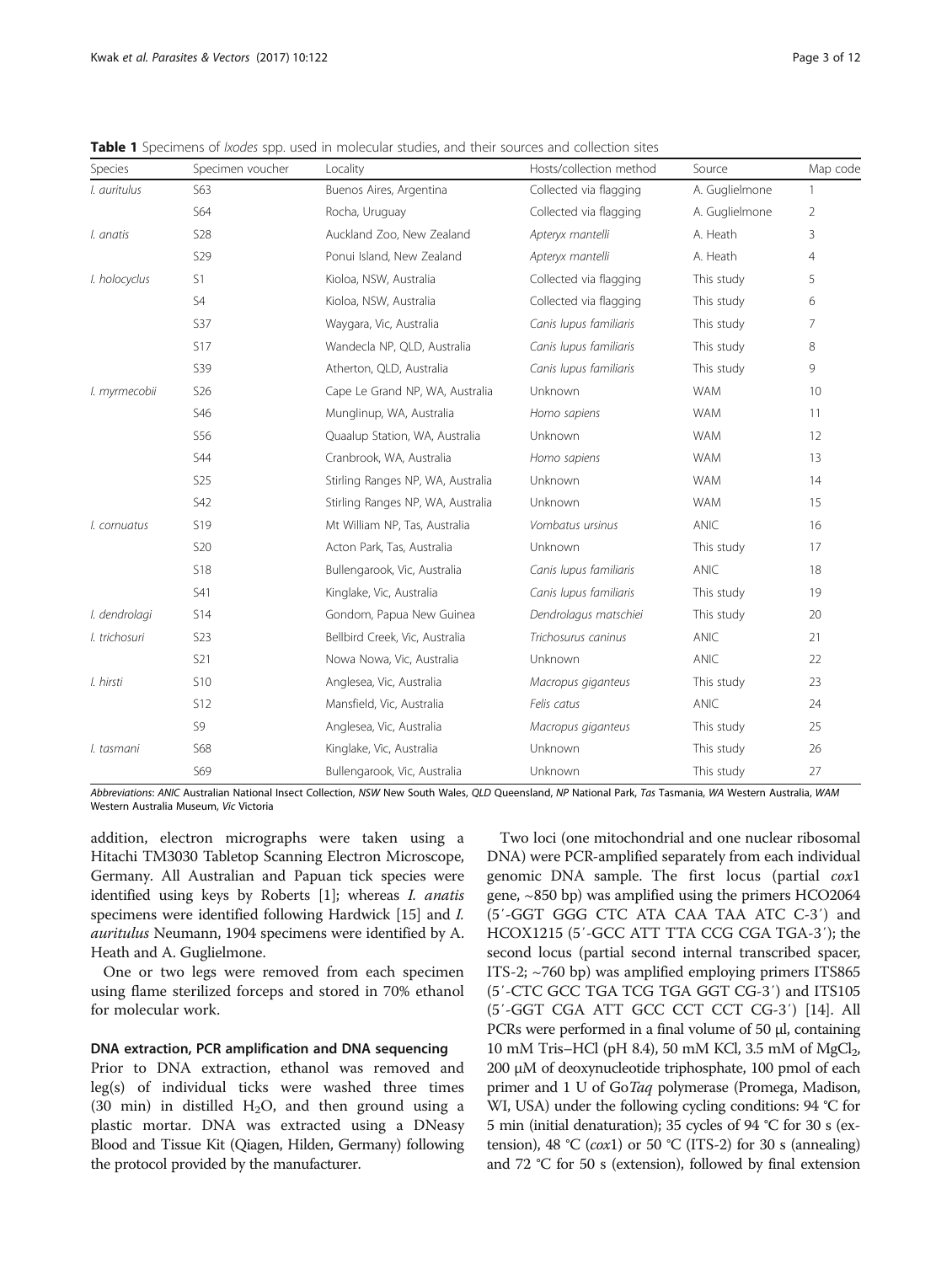**Table 1** Specimens of *Ixodes* spp. used in molecular studies, and their sources and collection sites

| Species | Specimen voucher | Locality | Hosts/collection method | Source | Map code |
|---|---|---|---|---|---|
| *I. auritulus* | S63 | Buenos Aires, Argentina | Collected via flagging | A. Guglielmone | 1 |
| | S64 | Rocha, Uruguay | Collected via flagging | A. Guglielmone | 2 |
| *I. anatis* | S28 | Auckland Zoo, New Zealand | *Apteryx mantelli* | A. Heath | 3 |
| | S29 | Ponui Island, New Zealand | *Apteryx mantelli* | A. Heath | 4 |
| *I. holocyclus* | S1 | Kioloa, NSW, Australia | Collected via flagging | This study | 5 |
| | S4 | Kioloa, NSW, Australia | Collected via flagging | This study | 6 |
| | S37 | Waygara, Vic, Australia | *Canis lupus familiaris* | This study | 7 |
| | S17 | Wandecla NP, QLD, Australia | *Canis lupus familiaris* | This study | 8 |
| | S39 | Atherton, QLD, Australia | *Canis lupus familiaris* | This study | 9 |
| *I. myrmecobii* | S26 | Cape Le Grand NP, WA, Australia | Unknown | WAM | 10 |
| | S46 | Munglinup, WA, Australia | *Homo sapiens* | WAM | 11 |
| | S56 | Quaalup Station, WA, Australia | Unknown | WAM | 12 |
| | S44 | Cranbrook, WA, Australia | *Homo sapiens* | WAM | 13 |
| | S25 | Stirling Ranges NP, WA, Australia | Unknown | WAM | 14 |
| | S42 | Stirling Ranges NP, WA, Australia | Unknown | WAM | 15 |
| *I. cornuatus* | S19 | Mt William NP, Tas, Australia | *Vombatus ursinus* | ANIC | 16 |
| | S20 | Acton Park, Tas, Australia | Unknown | This study | 17 |
| | S18 | Bullengarook, Vic, Australia | *Canis lupus familiaris* | ANIC | 18 |
| | S41 | Kinglake, Vic, Australia | *Canis lupus familiaris* | This study | 19 |
| *I. dendrolagi* | S14 | Gondom, Papua New Guinea | *Dendrolagus matschiei* | This study | 20 |
| *I. trichosuri* | S23 | Bellbird Creek, Vic, Australia | *Trichosurus caninus* | ANIC | 21 |
| | S21 | Nowa Nowa, Vic, Australia | Unknown | ANIC | 22 |
| *I. hirsti* | S10 | Anglesea, Vic, Australia | *Macropus giganteus* | This study | 23 |
| | S12 | Mansfield, Vic, Australia | *Felis catus* | ANIC | 24 |
| | S9 | Anglesea, Vic, Australia | *Macropus giganteus* | This study | 25 |
| *I. tasmani* | S68 | Kinglake, Vic, Australia | Unknown | This study | 26 |
| | S69 | Bullengarook, Vic, Australia | Unknown | This study | 27 |

*Abbreviations*: *ANIC* Australian National Insect Collection, *NSW* New South Wales, *QLD* Queensland, *NP* National Park, *Tas* Tasmania, *WA* Western Australia, *WAM* Western Australia Museum, *Vic* Victoria

addition, electron micrographs were taken using a Hitachi TM3030 Tabletop Scanning Electron Microscope, Germany. All Australian and Papuan tick species were identified using keys by Roberts [1]; whereas *I. anatis* specimens were identified following Hardwick [15] and *I. auritulus* Neumann, 1904 specimens were identified by A. Heath and A. Guglielmone.

One or two legs were removed from each specimen using flame sterilized forceps and stored in 70% ethanol for molecular work.

### DNA extraction, PCR amplification and DNA sequencing

Prior to DNA extraction, ethanol was removed and leg(s) of individual ticks were washed three times (30 min) in distilled $H_2O$, and then ground using a plastic mortar. DNA was extracted using a DNeasy Blood and Tissue Kit (Qiagen, Hilden, Germany) following the protocol provided by the manufacturer.

Two loci (one mitochondrial and one nuclear ribosomal DNA) were PCR-amplified separately from each individual genomic DNA sample. The first locus (partial *cox*1 gene, ~850 bp) was amplified using the primers HCO2064 (5′-GGT GGG CTC ATA CAA TAA ATC C-3′) and HCOX1215 (5′-GCC ATT TTA CCG CGA TGA-3′); the second locus (partial second internal transcribed spacer, ITS-2; ~760 bp) was amplified employing primers ITS865 (5′-CTC GCC TGA TCG TGA GGT CG-3′) and ITS105 (5′-GGT CGA ATT GCC CCT CCT CG-3′) [14]. All PCRs were performed in a final volume of 50 μl, containing 10 mM Tris–HCl (pH 8.4), 50 mM KCl, 3.5 mM of $MgCl_2$, 200 μM of deoxynucleotide triphosphate, 100 pmol of each primer and 1 U of Go*Taq* polymerase (Promega, Madison, WI, USA) under the following cycling conditions: 94 °C for 5 min (initial denaturation); 35 cycles of 94 °C for 30 s (extension), 48 °C (*cox*1) or 50 °C (ITS-2) for 30 s (annealing) and 72 °C for 50 s (extension), followed by final extension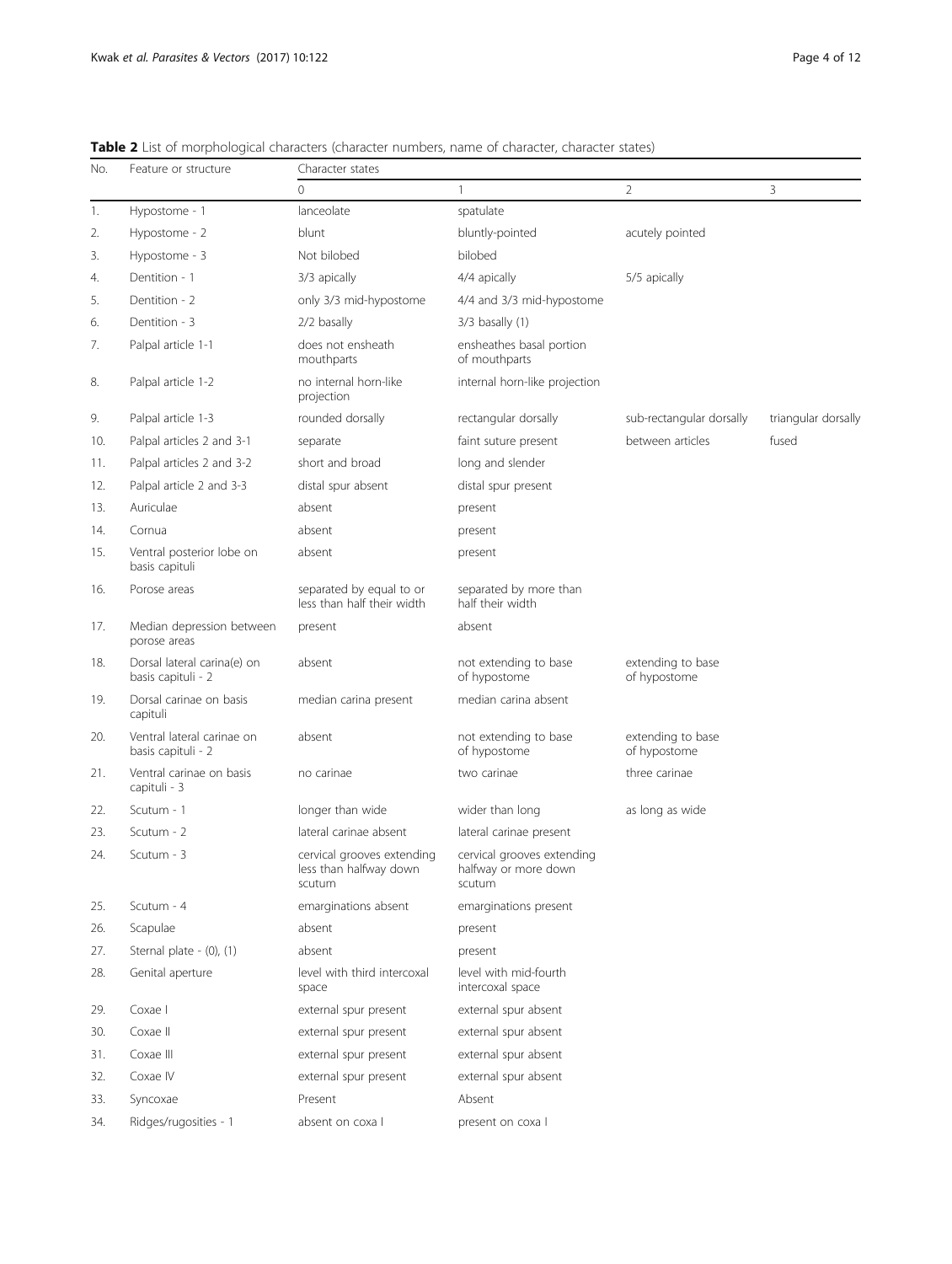**Table 2** List of morphological characters (character numbers, name of character, character states)

| No. | Feature or structure | Character states | | | |
|---|---|---|---|---|---|
| | | 0 | 1 | 2 | 3 |
| 1. | Hypostome - 1 | lanceolate | spatulate | | |
| 2. | Hypostome - 2 | blunt | bluntly-pointed | acutely pointed | |
| 3. | Hypostome - 3 | Not bilobed | bilobed | | |
| 4. | Dentition - 1 | 3/3 apically | 4/4 apically | 5/5 apically | |
| 5. | Dentition - 2 | only 3/3 mid-hypostome | 4/4 and 3/3 mid-hypostome | | |
| 6. | Dentition - 3 | 2/2 basally | 3/3 basally (1) | | |
| 7. | Palpal article 1-1 | does not ensheath mouthparts | ensheathes basal portion of mouthparts | | |
| 8. | Palpal article 1-2 | no internal horn-like projection | internal horn-like projection | | |
| 9. | Palpal article 1-3 | rounded dorsally | rectangular dorsally | sub-rectangular dorsally | triangular dorsally |
| 10. | Palpal articles 2 and 3-1 | separate | faint suture present | between articles | fused |
| 11. | Palpal articles 2 and 3-2 | short and broad | long and slender | | |
| 12. | Palpal article 2 and 3-3 | distal spur absent | distal spur present | | |
| 13. | Auriculae | absent | present | | |
| 14. | Cornua | absent | present | | |
| 15. | Ventral posterior lobe on basis capituli | absent | present | | |
| 16. | Porose areas | separated by equal to or less than half their width | separated by more than half their width | | |
| 17. | Median depression between porose areas | present | absent | | |
| 18. | Dorsal lateral carina(e) on basis capituli - 2 | absent | not extending to base of hypostome | extending to base of hypostome | |
| 19. | Dorsal carinae on basis capituli | median carina present | median carina absent | | |
| 20. | Ventral lateral carinae on basis capituli - 2 | absent | not extending to base of hypostome | extending to base of hypostome | |
| 21. | Ventral carinae on basis capituli - 3 | no carinae | two carinae | three carinae | |
| 22. | Scutum - 1 | longer than wide | wider than long | as long as wide | |
| 23. | Scutum - 2 | lateral carinae absent | lateral carinae present | | |
| 24. | Scutum - 3 | cervical grooves extending less than halfway down scutum | cervical grooves extending halfway or more down scutum | | |
| 25. | Scutum - 4 | emarginations absent | emarginations present | | |
| 26. | Scapulae | absent | present | | |
| 27. | Sternal plate - (0), (1) | absent | present | | |
| 28. | Genital aperture | level with third intercoxal space | level with mid-fourth intercoxal space | | |
| 29. | Coxae I | external spur present | external spur absent | | |
| 30. | Coxae II | external spur present | external spur absent | | |
| 31. | Coxae III | external spur present | external spur absent | | |
| 32. | Coxae IV | external spur present | external spur absent | | |
| 33. | Syncoxae | Present | Absent | | |
| 34. | Ridges/rugosities - 1 | absent on coxa I | present on coxa I | | |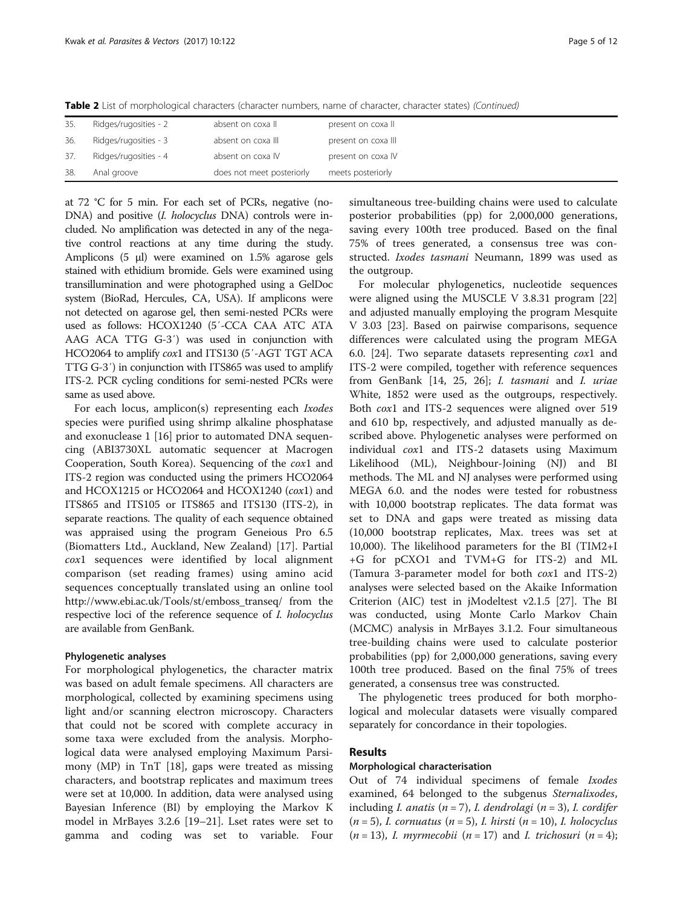**Table 2** List of morphological characters (character numbers, name of character, character states) *(Continued)*

| | | | |
|---|---|---|---|
| 35. | Ridges/rugosities - 2 | absent on coxa II | present on coxa II |
| 36. | Ridges/rugosities - 3 | absent on coxa III | present on coxa III |
| 37. | Ridges/rugosities - 4 | absent on coxa IV | present on coxa IV |
| 38. | Anal groove | does not meet posteriorly | meets posteriorly |

at 72 °C for 5 min. For each set of PCRs, negative (no-DNA) and positive (*I. holocyclus* DNA) controls were included. No amplification was detected in any of the negative control reactions at any time during the study. Amplicons (5 μl) were examined on 1.5% agarose gels stained with ethidium bromide. Gels were examined using transillumination and were photographed using a GelDoc system (BioRad, Hercules, CA, USA). If amplicons were not detected on agarose gel, then semi-nested PCRs were used as follows: HCOX1240 (5′-CCA CAA ATC ATA AAG ACA TTG G-3′) was used in conjunction with HCO2064 to amplify *cox*1 and ITS130 (5′-AGT TGT ACA TTG G-3′) in conjunction with ITS865 was used to amplify ITS-2. PCR cycling conditions for semi-nested PCRs were same as used above.

For each locus, amplicon(s) representing each *Ixodes* species were purified using shrimp alkaline phosphatase and exonuclease 1 [16] prior to automated DNA sequencing (ABI3730XL automatic sequencer at Macrogen Cooperation, South Korea). Sequencing of the *cox*1 and ITS-2 region was conducted using the primers HCO2064 and HCOX1215 or HCO2064 and HCOX1240 (*cox*1) and ITS865 and ITS105 or ITS865 and ITS130 (ITS-2), in separate reactions. The quality of each sequence obtained was appraised using the program Geneious Pro 6.5 (Biomatters Ltd., Auckland, New Zealand) [17]. Partial *cox*1 sequences were identified by local alignment comparison (set reading frames) using amino acid sequences conceptually translated using an online tool http://www.ebi.ac.uk/Tools/st/emboss_transeq/ from the respective loci of the reference sequence of *I. holocyclus* are available from GenBank.

### Phylogenetic analyses

For morphological phylogenetics, the character matrix was based on adult female specimens. All characters are morphological, collected by examining specimens using light and/or scanning electron microscopy. Characters that could not be scored with complete accuracy in some taxa were excluded from the analysis. Morphological data were analysed employing Maximum Parsimony (MP) in TnT [18], gaps were treated as missing characters, and bootstrap replicates and maximum trees were set at 10,000. In addition, data were analysed using Bayesian Inference (BI) by employing the Markov K model in MrBayes 3.2.6 [19–21]. Lset rates were set to gamma and coding was set to variable. Four simultaneous tree-building chains were used to calculate posterior probabilities (pp) for 2,000,000 generations, saving every 100th tree produced. Based on the final 75% of trees generated, a consensus tree was constructed. *Ixodes tasmani* Neumann, 1899 was used as the outgroup.

For molecular phylogenetics, nucleotide sequences were aligned using the MUSCLE V 3.8.31 program [22] and adjusted manually employing the program Mesquite V 3.03 [23]. Based on pairwise comparisons, sequence differences were calculated using the program MEGA 6.0. [24]. Two separate datasets representing *cox*1 and ITS-2 were compiled, together with reference sequences from GenBank [14, 25, 26]; *I. tasmani* and *I. uriae* White, 1852 were used as the outgroups, respectively. Both *cox*1 and ITS-2 sequences were aligned over 519 and 610 bp, respectively, and adjusted manually as described above. Phylogenetic analyses were performed on individual *cox*1 and ITS-2 datasets using Maximum Likelihood (ML), Neighbour-Joining (NJ) and BI methods. The ML and NJ analyses were performed using MEGA 6.0. and the nodes were tested for robustness with 10,000 bootstrap replicates. The data format was set to DNA and gaps were treated as missing data (10,000 bootstrap replicates, Max. trees was set at 10,000). The likelihood parameters for the BI (TIM2+I +G for pCXO1 and TVM+G for ITS-2) and ML (Tamura 3-parameter model for both *cox*1 and ITS-2) analyses were selected based on the Akaike Information Criterion (AIC) test in jModeltest v2.1.5 [27]. The BI was conducted, using Monte Carlo Markov Chain (MCMC) analysis in MrBayes 3.1.2. Four simultaneous tree-building chains were used to calculate posterior probabilities (pp) for 2,000,000 generations, saving every 100th tree produced. Based on the final 75% of trees generated, a consensus tree was constructed.

The phylogenetic trees produced for both morphological and molecular datasets were visually compared separately for concordance in their topologies.

## Results

### Morphological characterisation

Out of 74 individual specimens of female *Ixodes* examined, 64 belonged to the subgenus *Sternalixodes*, including *I. anatis* ($n = 7$), *I. dendrolagi* ($n = 3$), *I. cordifer* ($n = 5$), *I. cornuatus* ($n = 5$), *I. hirsti* ($n = 10$), *I. holocyclus* ($n = 13$), *I. myrmecobii* ($n = 17$) and *I. trichosuri* ($n = 4$);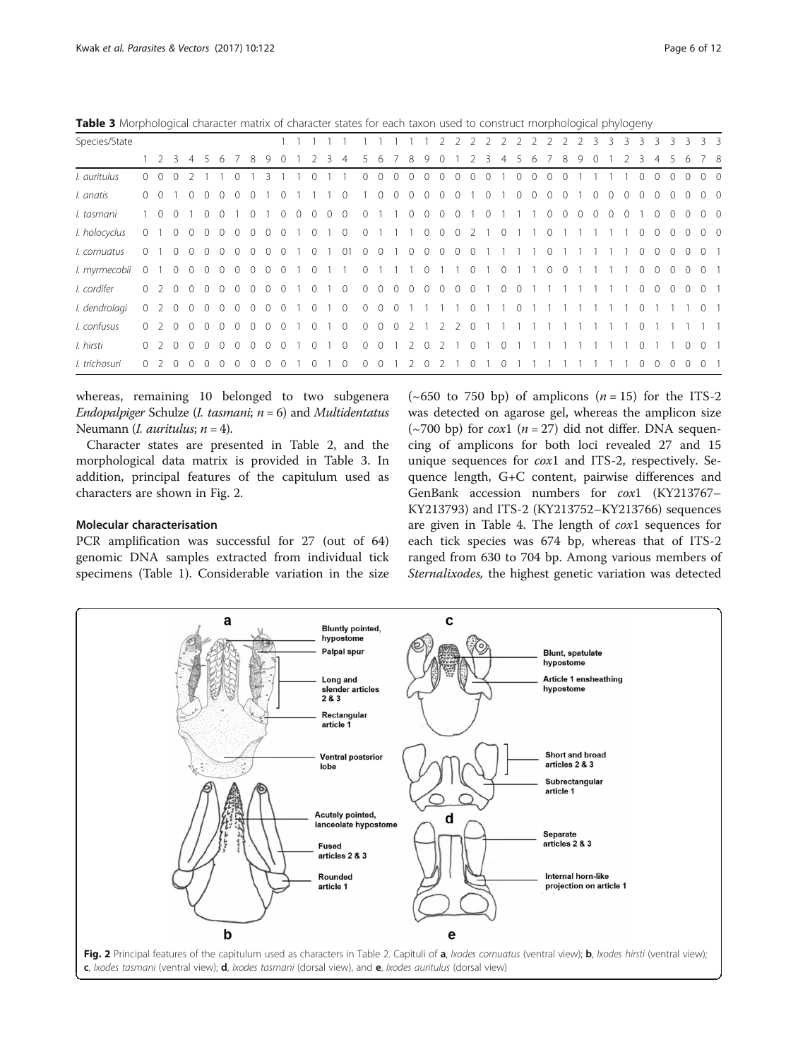**Table 3** Morphological character matrix of character states for each taxon used to construct morphological phylogeny

| Species/State | 1 | 2 | 3 | 4 | 5 | 6 | 7 | 8 | 9 | 10 | 11 | 12 | 13 | 14 | 15 | 16 | 17 | 18 | 19 | 20 | 21 | 22 | 23 | 24 | 25 | 26 | 27 | 28 | 29 | 30 | 31 | 32 | 33 | 34 | 35 | 36 | 37 | 38 |
|---|---|---|---|---|---|---|---|---|---|---|---|---|---|---|---|---|---|---|---|---|---|---|---|---|---|---|---|---|---|---|---|---|---|---|---|---|---|---|
| *I. auritulus* | 0 | 0 | 0 | 2 | 1 | 1 | 0 | 1 | 3 | 1 | 1 | 0 | 1 | 1 | 0 | 0 | 0 | 0 | 0 | 0 | 0 | 0 | 0 | 1 | 0 | 0 | 0 | 0 | 1 | 1 | 1 | 1 | 0 | 0 | 0 | 0 | 0 | 0 |
| *I. anatis* | 0 | 0 | 1 | 0 | 0 | 0 | 0 | 0 | 1 | 0 | 1 | 1 | 1 | 0 | 1 | 0 | 0 | 0 | 0 | 0 | 0 | 1 | 0 | 1 | 0 | 0 | 0 | 0 | 1 | 0 | 0 | 0 | 0 | 0 | 0 | 0 | 0 | 0 |
| *I. tasmani* | 1 | 0 | 0 | 1 | 0 | 0 | 1 | 0 | 1 | 0 | 0 | 0 | 0 | 0 | 0 | 1 | 1 | 0 | 0 | 0 | 0 | 1 | 0 | 1 | 1 | 1 | 0 | 0 | 0 | 0 | 0 | 0 | 1 | 0 | 0 | 0 | 0 | 0 |
| *I. holocyclus* | 0 | 1 | 0 | 0 | 0 | 0 | 0 | 0 | 0 | 0 | 1 | 0 | 1 | 0 | 0 | 1 | 1 | 1 | 0 | 0 | 0 | 2 | 1 | 0 | 1 | 1 | 0 | 1 | 1 | 1 | 1 | 1 | 0 | 0 | 0 | 0 | 0 | 0 |
| *I. cornuatus* | 0 | 1 | 0 | 0 | 0 | 0 | 0 | 0 | 0 | 0 | 1 | 0 | 1 | 01 | 0 | 0 | 1 | 0 | 0 | 0 | 0 | 0 | 1 | 1 | 1 | 1 | 1 | 0 | 1 | 1 | 1 | 1 | 0 | 0 | 0 | 0 | 0 | 1 |
| *I. myrmecobii* | 0 | 1 | 0 | 0 | 0 | 0 | 0 | 0 | 0 | 0 | 1 | 0 | 1 | 1 | 0 | 1 | 1 | 1 | 0 | 1 | 1 | 1 | 0 | 1 | 0 | 1 | 1 | 1 | 0 | 0 | 1 | 1 | 0 | 0 | 0 | 0 | 0 | 1 |
| *I. cordifer* | 0 | 2 | 0 | 0 | 0 | 0 | 0 | 0 | 0 | 0 | 1 | 0 | 1 | 0 | 0 | 0 | 0 | 0 | 0 | 0 | 0 | 0 | 0 | 1 | 0 | 0 | 1 | 1 | 1 | 1 | 1 | 1 | 0 | 0 | 0 | 0 | 0 | 1 |
| *I. dendrolagi* | 0 | 2 | 0 | 0 | 0 | 0 | 0 | 0 | 0 | 0 | 1 | 0 | 1 | 0 | 0 | 0 | 0 | 1 | 1 | 1 | 1 | 1 | 0 | 1 | 1 | 1 | 0 | 1 | 1 | 1 | 1 | 1 | 0 | 1 | 1 | 1 | 0 | 1 |
| *I. confusus* | 0 | 2 | 0 | 0 | 0 | 0 | 0 | 0 | 0 | 0 | 1 | 0 | 1 | 0 | 0 | 0 | 0 | 2 | 1 | 1 | 2 | 2 | 0 | 1 | 1 | 1 | 1 | 1 | 1 | 1 | 1 | 1 | 0 | 1 | 1 | 1 | 1 | 1 |
| *I. hirsti* | 0 | 2 | 0 | 0 | 0 | 0 | 0 | 0 | 0 | 0 | 1 | 0 | 1 | 0 | 0 | 0 | 1 | 2 | 0 | 2 | 1 | 0 | 1 | 0 | 1 | 1 | 1 | 1 | 1 | 1 | 1 | 1 | 0 | 1 | 1 | 1 | 0 | 1 |
| *I. trichosuri* | 0 | 2 | 0 | 0 | 0 | 0 | 0 | 0 | 0 | 0 | 1 | 0 | 1 | 0 | 0 | 0 | 1 | 2 | 0 | 2 | 1 | 0 | 1 | 0 | 1 | 1 | 1 | 1 | 1 | 1 | 1 | 1 | 0 | 0 | 0 | 0 | 0 | 1 |

whereas, remaining 10 belonged to two subgenera *Endopalpiger* Schulze (*I. tasmani*; *n* = 6) and *Multidentatus* Neumann (*I. auritulus*; *n* = 4).

Character states are presented in Table 2, and the morphological data matrix is provided in Table 3. In addition, principal features of the capitulum used as characters are shown in Fig. 2.

### Molecular characterisation

PCR amplification was successful for 27 (out of 64) genomic DNA samples extracted from individual tick specimens (Table 1). Considerable variation in the size (~650 to 750 bp) of amplicons (*n* = 15) for the ITS-2 was detected on agarose gel, whereas the amplicon size (~700 bp) for *cox*1 (*n* = 27) did not differ. DNA sequencing of amplicons for both loci revealed 27 and 15 unique sequences for *cox*1 and ITS-2, respectively. Sequence length, G+C content, pairwise differences and GenBank accession numbers for *cox*1 (KY213767–KY213793) and ITS-2 (KY213752–KY213766) sequences are given in Table 4. The length of *cox*1 sequences for each tick species was 674 bp, whereas that of ITS-2 ranged from 630 to 704 bp. Among various members of *Sternalixodes*, the highest genetic variation was detected

**Fig. 2** Principal features of the capitulum used as characters in Table 2. Capituli of **a**, *Ixodes cornuatus* (ventral view); **b**, *Ixodes hirsti* (ventral view); **c**, *Ixodes tasmani* (ventral view); **d**, *Ixodes tasmani* (dorsal view), and **e**, *Ixodes auritulus* (dorsal view)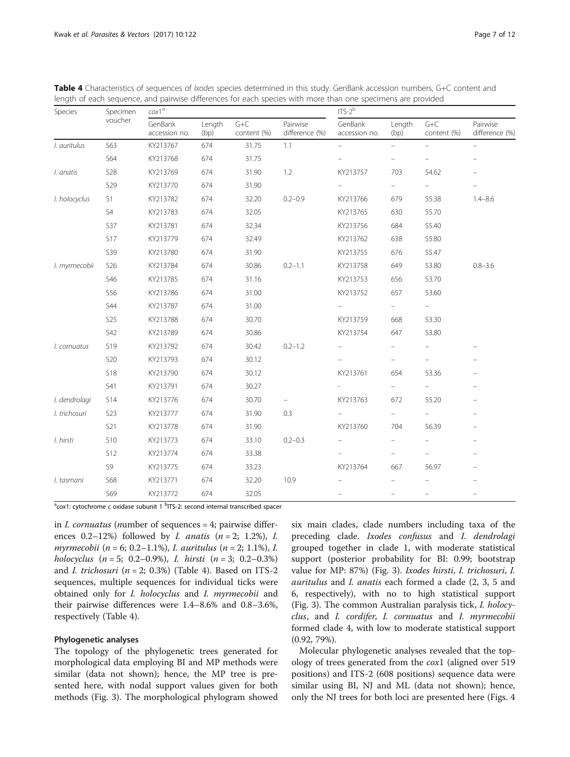**Table 4** Characteristics of sequences of *Ixodes* species determined in this study. GenBank accession numbers, G+C content and length of each sequence, and pairwise differences for each species with more than one specimens are provided

| Species | Specimen voucher | *cox*1[a] | | | | ITS-2[b] | | | |
|---|---|---|---|---|---|---|---|---|---|
| | | GenBank accession no. | Length (bp) | G+C content (%) | Pairwise difference (%) | GenBank accession no. | Length (bp) | G+C content (%) | Pairwise difference (%) |
| *I. auritulus* | S63 | KY213767 | 674 | 31.75 | 1.1 | – | – | – | – |
| | S64 | KY213768 | 674 | 31.75 | | – | – | – | – |
| *I. anatis* | S28 | KY213769 | 674 | 31.90 | 1.2 | KY213757 | 703 | 54.62 | – |
| | S29 | KY213770 | 674 | 31.90 | | – | – | – | – |
| *I. holocyclus* | S1 | KY213782 | 674 | 32.20 | 0.2–0.9 | KY213766 | 679 | 55.38 | 1.4–8.6 |
| | S4 | KY213783 | 674 | 32.05 | | KY213765 | 630 | 55.70 | |
| | S37 | KY213781 | 674 | 32.34 | | KY213756 | 684 | 55.40 | |
| | S17 | KY213779 | 674 | 32.49 | | KY213762 | 638 | 55.80 | |
| | S39 | KY213780 | 674 | 31.90 | | KY213755 | 676 | 55.47 | |
| *I. myrmecobii* | S26 | KY213784 | 674 | 30.86 | 0.2–1.1 | KY213758 | 649 | 53.80 | 0.8–3.6 |
| | S46 | KY213785 | 674 | 31.16 | | KY213753 | 656 | 53.70 | |
| | S56 | KY213786 | 674 | 31.00 | | KY213752 | 657 | 53.60 | |
| | S44 | KY213787 | 674 | 31.00 | | – | – | – | |
| | S25 | KY213788 | 674 | 30.70 | | KY213759 | 668 | 53.30 | |
| | S42 | KY213789 | 674 | 30.86 | | KY213754 | 647 | 53.80 | |
| *I. cornuatus* | S19 | KY213792 | 674 | 30.42 | 0.2–1.2 | – | – | – | – |
| | S20 | KY213793 | 674 | 30.12 | | – | – | – | – |
| | S18 | KY213790 | 674 | 30.12 | | KY213761 | 654 | 53.36 | – |
| | S41 | KY213791 | 674 | 30.27 | | - | – | – | – |
| *I. dendrolagi* | S14 | KY213776 | 674 | 30.70 | – | KY213763 | 672 | 55.20 | – |
| *I. trichosuri* | S23 | KY213777 | 674 | 31.90 | 0.3 | – | – | – | – |
| | S21 | KY213778 | 674 | 31.90 | | KY213760 | 704 | 56.39 | – |
| *I. hirsti* | S10 | KY213773 | 674 | 33.10 | 0.2–0.3 | – | – | – | – |
| | S12 | KY213774 | 674 | 33.38 | | – | – | – | – |
| | S9 | KY213775 | 674 | 33.23 | | KY213764 | 667 | 56.97 | – |
| *I. tasmani* | S68 | KY213771 | 674 | 32.20 | 10.9 | – | – | – | – |
| | S69 | KY213772 | 674 | 32.05 | | – | – | – | – |

[a]*cox*1: cytochrome *c* oxidase subunit 1 [b]ITS-2: second internal transcribed spacer

in *I. cornuatus* (*n*umber of sequences = 4; pairwise differences 0.2–12%) followed by *I. anatis* (*n* = 2; 1.2%), *I. myrmecobii* (*n* = 6; 0.2–1.1%), *I. auritulus* (*n* = 2; 1.1%), *I. holocyclus* (*n* = 5; 0.2–0.9%), *I. hirsti* (*n* = 3; 0.2–0.3%) and *I. trichosuri* (*n* = 2; 0.3%) (Table 4). Based on ITS-2 sequences, multiple sequences for individual ticks were obtained only for *I. holocyclus* and *I. myrmecobii* and their pairwise differences were 1.4–8.6% and 0.8–3.6%, respectively (Table 4).

## Phylogenetic analyses

The topology of the phylogenetic trees generated for morphological data employing BI and MP methods were similar (data not shown); hence, the MP tree is presented here, with nodal support values given for both methods (Fig. 3). The morphological phylogram showed six main clades, clade numbers including taxa of the preceding clade. *Ixodes confusus* and *I. dendrolagi* grouped together in clade 1, with moderate statistical support (posterior probability for BI: 0.99; bootstrap value for MP: 87%) (Fig. 3). *Ixodes hirsti*, *I. trichosuri*, *I. auritulus* and *I. anatis* each formed a clade (2, 3, 5 and 6, respectively), with no to high statistical support (Fig. 3). The common Australian paralysis tick, *I. holocyclus*, and *I. cordifer*, *I. cornuatus* and *I. myrmecobii* formed clade 4, with low to moderate statistical support (0.92, 79%).

Molecular phylogenetic analyses revealed that the topology of trees generated from the *cox*1 (aligned over 519 positions) and ITS-2 (608 positions) sequence data were similar using BI, NJ and ML (data not shown); hence, only the NJ trees for both loci are presented here (Figs. 4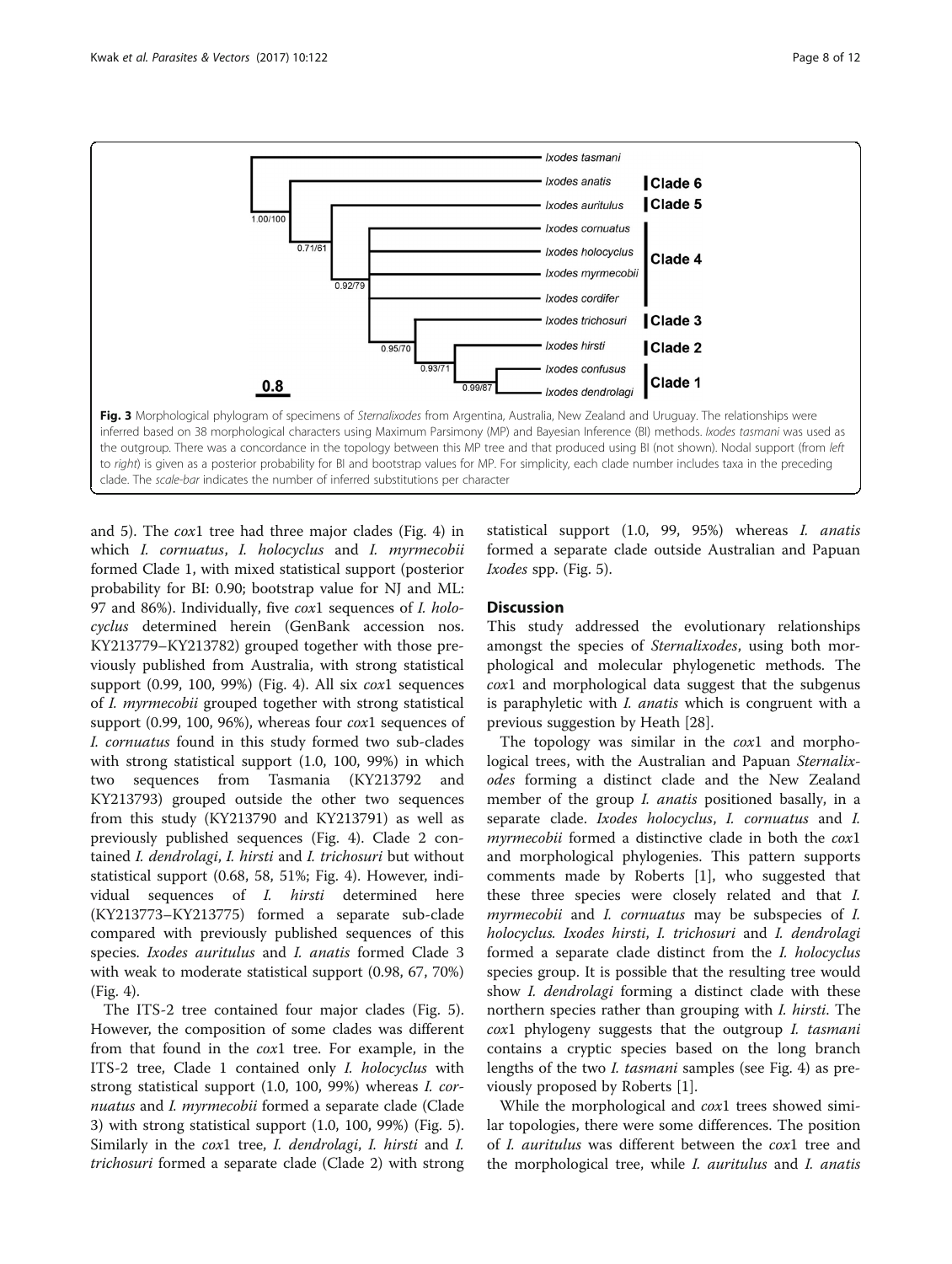**Fig. 3** Morphological phylogram of specimens of *Sternalixodes* from Argentina, Australia, New Zealand and Uruguay. The relationships were inferred based on 38 morphological characters using Maximum Parsimony (MP) and Bayesian Inference (BI) methods. *Ixodes tasmani* was used as the outgroup. There was a concordance in the topology between this MP tree and that produced using BI (not shown). Nodal support (from *left* to *right*) is given as a posterior probability for BI and bootstrap values for MP. For simplicity, each clade number includes taxa in the preceding clade. The *scale-bar* indicates the number of inferred substitutions per character

and 5). The *cox*1 tree had three major clades (Fig. 4) in which *I. cornuatus*, *I. holocyclus* and *I. myrmecobii* formed Clade 1, with mixed statistical support (posterior probability for BI: 0.90; bootstrap value for NJ and ML: 97 and 86%). Individually, five *cox*1 sequences of *I. holocyclus* determined herein (GenBank accession nos. KY213779–KY213782) grouped together with those previously published from Australia, with strong statistical support (0.99, 100, 99%) (Fig. 4). All six *cox*1 sequences of *I. myrmecobii* grouped together with strong statistical support (0.99, 100, 96%), whereas four *cox*1 sequences of *I. cornuatus* found in this study formed two sub-clades with strong statistical support (1.0, 100, 99%) in which two sequences from Tasmania (KY213792 and KY213793) grouped outside the other two sequences from this study (KY213790 and KY213791) as well as previously published sequences (Fig. 4). Clade 2 contained *I. dendrolagi*, *I. hirsti* and *I. trichosuri* but without statistical support (0.68, 58, 51%; Fig. 4). However, individual sequences of *I. hirsti* determined here (KY213773–KY213775) formed a separate sub-clade compared with previously published sequences of this species. *Ixodes auritulus* and *I. anatis* formed Clade 3 with weak to moderate statistical support (0.98, 67, 70%) (Fig. 4).

The ITS-2 tree contained four major clades (Fig. 5). However, the composition of some clades was different from that found in the *cox*1 tree. For example, in the ITS-2 tree, Clade 1 contained only *I. holocyclus* with strong statistical support (1.0, 100, 99%) whereas *I. cornuatus* and *I. myrmecobii* formed a separate clade (Clade 3) with strong statistical support (1.0, 100, 99%) (Fig. 5). Similarly in the *cox*1 tree, *I. dendrolagi*, *I. hirsti* and *I. trichosuri* formed a separate clade (Clade 2) with strong statistical support (1.0, 99, 95%) whereas *I. anatis* formed a separate clade outside Australian and Papuan *Ixodes* spp. (Fig. 5).

## Discussion

This study addressed the evolutionary relationships amongst the species of *Sternalixodes*, using both morphological and molecular phylogenetic methods. The *cox*1 and morphological data suggest that the subgenus is paraphyletic with *I. anatis* which is congruent with a previous suggestion by Heath [28].

The topology was similar in the *cox*1 and morphological trees, with the Australian and Papuan *Sternalixodes* forming a distinct clade and the New Zealand member of the group *I. anatis* positioned basally, in a separate clade. *Ixodes holocyclus*, *I. cornuatus* and *I. myrmecobii* formed a distinctive clade in both the *cox*1 and morphological phylogenies. This pattern supports comments made by Roberts [1], who suggested that these three species were closely related and that *I. myrmecobii* and *I. cornuatus* may be subspecies of *I. holocyclus*. *Ixodes hirsti*, *I. trichosuri* and *I. dendrolagi* formed a separate clade distinct from the *I. holocyclus* species group. It is possible that the resulting tree would show *I. dendrolagi* forming a distinct clade with these northern species rather than grouping with *I. hirsti*. The *cox*1 phylogeny suggests that the outgroup *I. tasmani* contains a cryptic species based on the long branch lengths of the two *I. tasmani* samples (see Fig. 4) as previously proposed by Roberts [1].

While the morphological and *cox*1 trees showed similar topologies, there were some differences. The position of *I. auritulus* was different between the *cox*1 tree and the morphological tree, while *I. auritulus* and *I. anatis*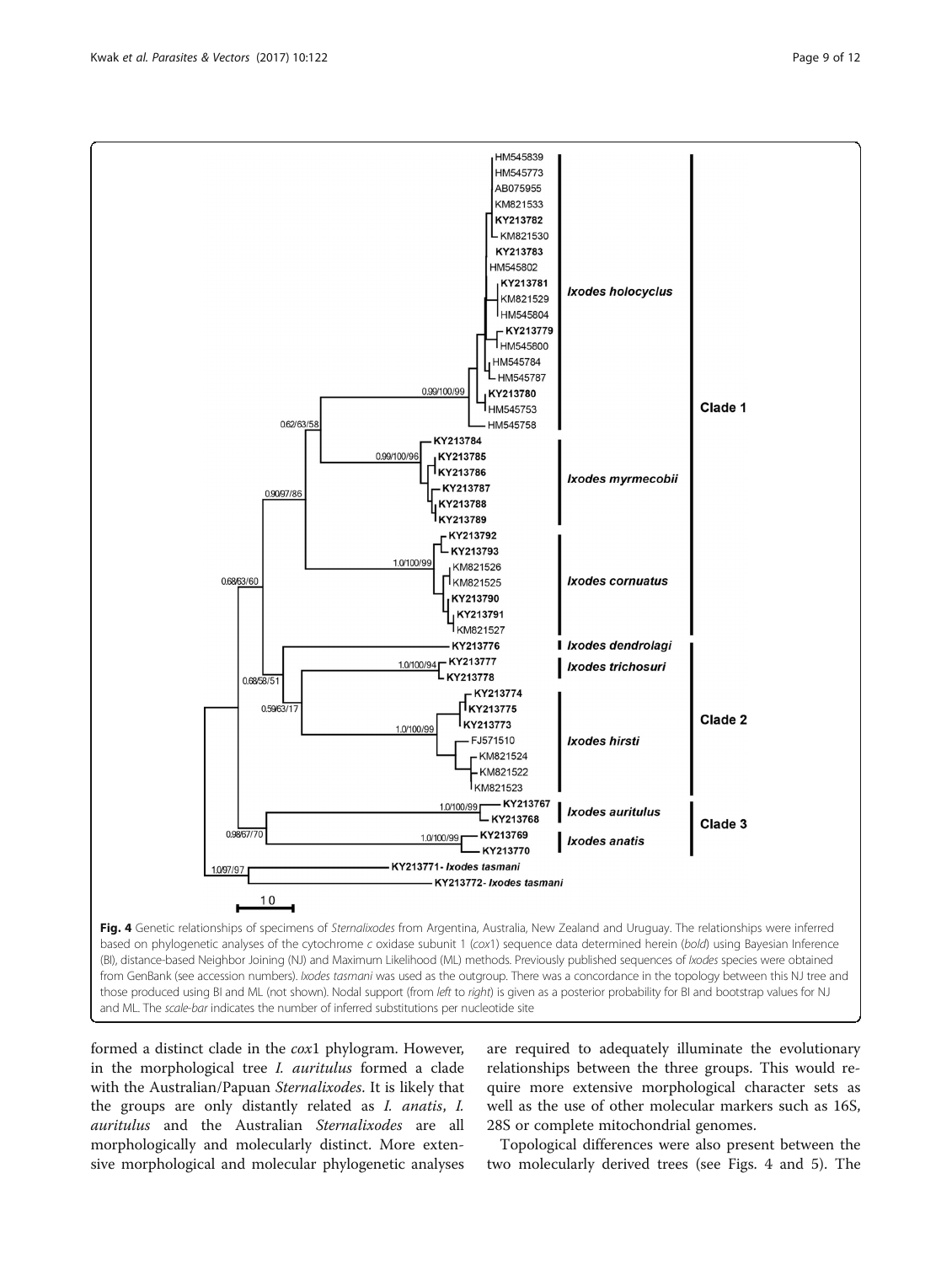**Fig. 4** Genetic relationships of specimens of *Sternalixodes* from Argentina, Australia, New Zealand and Uruguay. The relationships were inferred based on phylogenetic analyses of the cytochrome *c* oxidase subunit 1 (*cox*1) sequence data determined herein (*bold*) using Bayesian Inference (BI), distance-based Neighbor Joining (NJ) and Maximum Likelihood (ML) methods. Previously published sequences of *Ixodes* species were obtained from GenBank (see accession numbers). *Ixodes tasmani* was used as the outgroup. There was a concordance in the topology between this NJ tree and those produced using BI and ML (not shown). Nodal support (from *left* to *right*) is given as a posterior probability for BI and bootstrap values for NJ and ML. The *scale-bar* indicates the number of inferred substitutions per nucleotide site

formed a distinct clade in the *cox*1 phylogram. However, in the morphological tree *I. auritulus* formed a clade with the Australian/Papuan *Sternalixodes*. It is likely that the groups are only distantly related as *I. anatis*, *I. auritulus* and the Australian *Sternalixodes* are all morphologically and molecularly distinct. More extensive morphological and molecular phylogenetic analyses are required to adequately illuminate the evolutionary relationships between the three groups. This would require more extensive morphological character sets as well as the use of other molecular markers such as 16S, 28S or complete mitochondrial genomes.

Topological differences were also present between the two molecularly derived trees (see Figs. 4 and 5). The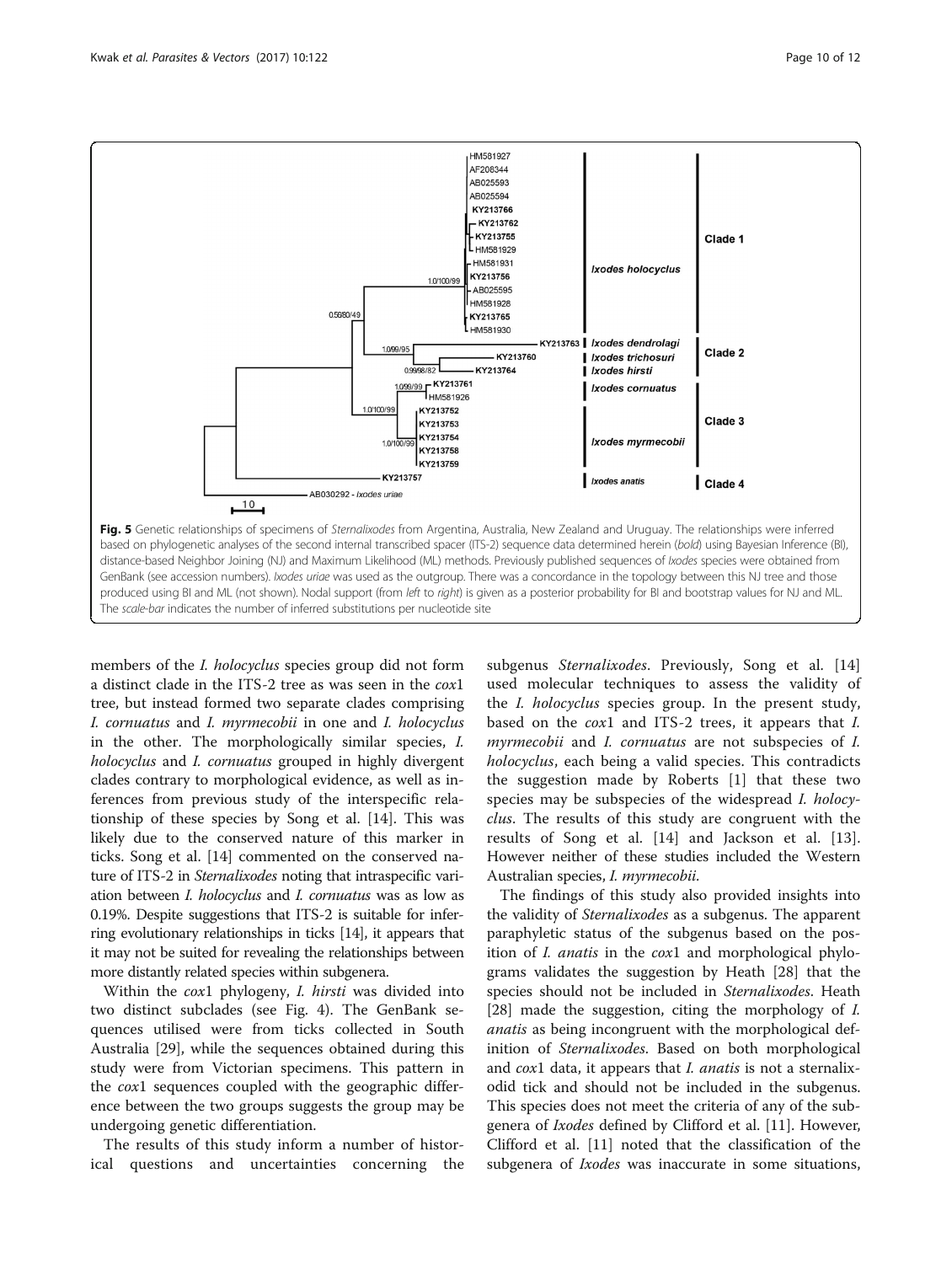Fig. 5 Genetic relationships of specimens of *Sternalixodes* from Argentina, Australia, New Zealand and Uruguay. The relationships were inferred based on phylogenetic analyses of the second internal transcribed spacer (ITS-2) sequence data determined herein (**bold**) using Bayesian Inference (BI), distance-based Neighbor Joining (NJ) and Maximum Likelihood (ML) methods. Previously published sequences of *Ixodes* species were obtained from GenBank (see accession numbers). *Ixodes uriae* was used as the outgroup. There was a concordance in the topology between this NJ tree and those produced using BI and ML (not shown). Nodal support (from *left* to *right*) is given as a posterior probability for BI and bootstrap values for NJ and ML. The *scale-bar* indicates the number of inferred substitutions per nucleotide site

members of the *I. holocyclus* species group did not form a distinct clade in the ITS-2 tree as was seen in the *cox*1 tree, but instead formed two separate clades comprising *I. cornuatus* and *I. myrmecobii* in one and *I. holocyclus* in the other. The morphologically similar species, *I. holocyclus* and *I. cornuatus* grouped in highly divergent clades contrary to morphological evidence, as well as inferences from previous study of the interspecific relationship of these species by Song et al. [14]. This was likely due to the conserved nature of this marker in ticks. Song et al. [14] commented on the conserved nature of ITS-2 in *Sternalixodes* noting that intraspecific variation between *I. holocyclus* and *I. cornuatus* was as low as 0.19%. Despite suggestions that ITS-2 is suitable for inferring evolutionary relationships in ticks [14], it appears that it may not be suited for revealing the relationships between more distantly related species within subgenera.

Within the *cox*1 phylogeny, *I. hirsti* was divided into two distinct subclades (see Fig. 4). The GenBank sequences utilised were from ticks collected in South Australia [29], while the sequences obtained during this study were from Victorian specimens. This pattern in the *cox*1 sequences coupled with the geographic difference between the two groups suggests the group may be undergoing genetic differentiation.

The results of this study inform a number of historical questions and uncertainties concerning the subgenus *Sternalixodes*. Previously, Song et al. [14] used molecular techniques to assess the validity of the *I. holocyclus* species group. In the present study, based on the *cox*1 and ITS-2 trees, it appears that *I. myrmecobii* and *I. cornuatus* are not subspecies of *I. holocyclus*, each being a valid species. This contradicts the suggestion made by Roberts [1] that these two species may be subspecies of the widespread *I. holocyclus*. The results of this study are congruent with the results of Song et al. [14] and Jackson et al. [13]. However neither of these studies included the Western Australian species, *I. myrmecobii*.

The findings of this study also provided insights into the validity of *Sternalixodes* as a subgenus. The apparent paraphyletic status of the subgenus based on the position of *I. anatis* in the *cox*1 and morphological phylograms validates the suggestion by Heath [28] that the species should not be included in *Sternalixodes*. Heath [28] made the suggestion, citing the morphology of *I. anatis* as being incongruent with the morphological definition of *Sternalixodes*. Based on both morphological and *cox*1 data, it appears that *I. anatis* is not a sternalixodid tick and should not be included in the subgenus. This species does not meet the criteria of any of the subgenera of *Ixodes* defined by Clifford et al. [11]. However, Clifford et al. [11] noted that the classification of the subgenera of *Ixodes* was inaccurate in some situations,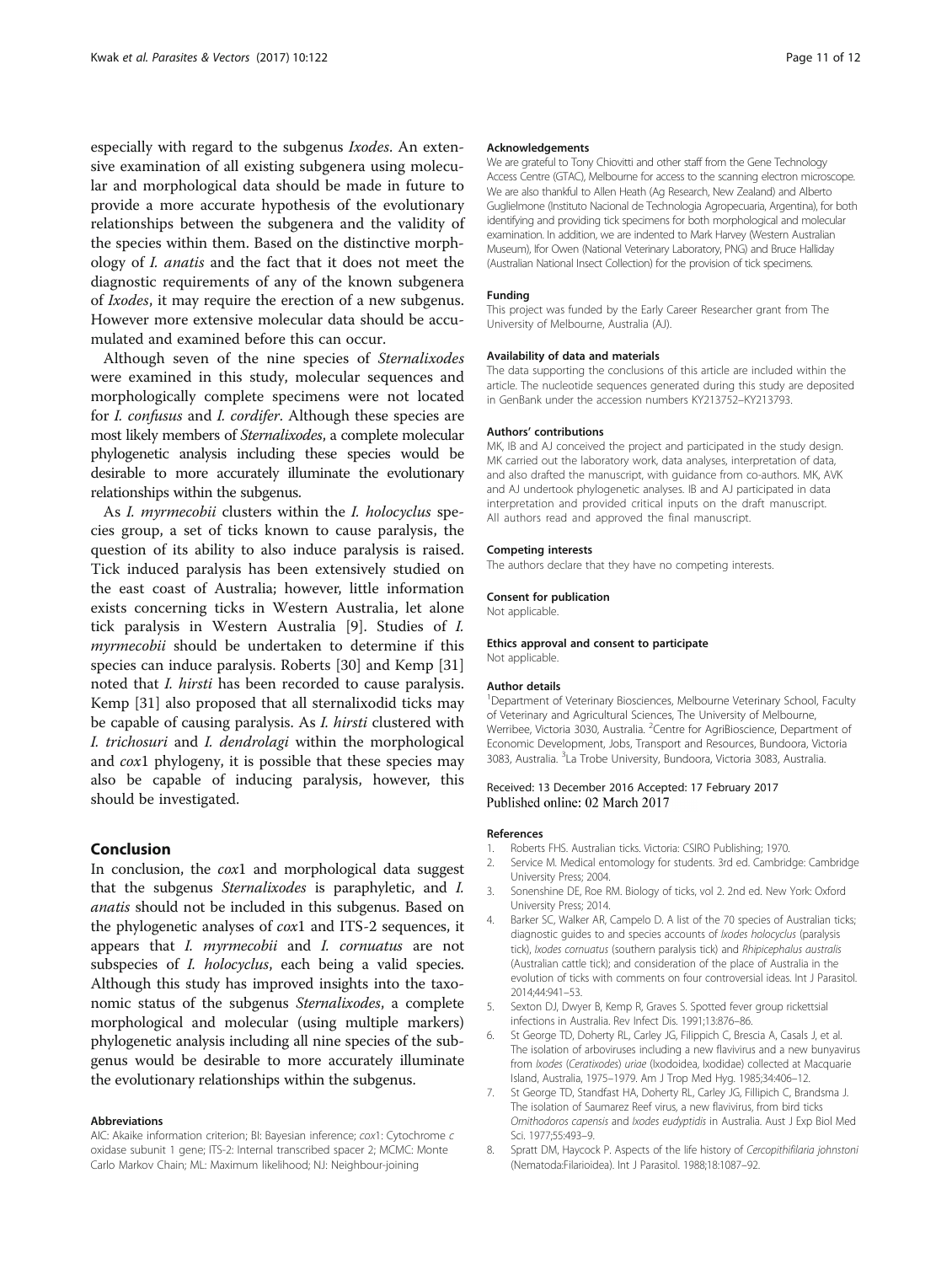especially with regard to the subgenus *Ixodes*. An extensive examination of all existing subgenera using molecular and morphological data should be made in future to provide a more accurate hypothesis of the evolutionary relationships between the subgenera and the validity of the species within them. Based on the distinctive morphology of *I. anatis* and the fact that it does not meet the diagnostic requirements of any of the known subgenera of *Ixodes*, it may require the erection of a new subgenus. However more extensive molecular data should be accumulated and examined before this can occur.

Although seven of the nine species of *Sternalixodes* were examined in this study, molecular sequences and morphologically complete specimens were not located for *I. confusus* and *I. cordifer*. Although these species are most likely members of *Sternalixodes*, a complete molecular phylogenetic analysis including these species would be desirable to more accurately illuminate the evolutionary relationships within the subgenus.

As *I. myrmecobii* clusters within the *I. holocyclus* species group, a set of ticks known to cause paralysis, the question of its ability to also induce paralysis is raised. Tick induced paralysis has been extensively studied on the east coast of Australia; however, little information exists concerning ticks in Western Australia, let alone tick paralysis in Western Australia [9]. Studies of *I. myrmecobii* should be undertaken to determine if this species can induce paralysis. Roberts [30] and Kemp [31] noted that *I. hirsti* has been recorded to cause paralysis. Kemp [31] also proposed that all sternalixodid ticks may be capable of causing paralysis. As *I. hirsti* clustered with *I. trichosuri* and *I. dendrolagi* within the morphological and *cox*1 phylogeny, it is possible that these species may also be capable of inducing paralysis, however, this should be investigated.

## Conclusion

In conclusion, the *cox*1 and morphological data suggest that the subgenus *Sternalixodes* is paraphyletic, and *I. anatis* should not be included in this subgenus. Based on the phylogenetic analyses of *cox*1 and ITS-2 sequences, it appears that *I. myrmecobii* and *I. cornuatus* are not subspecies of *I. holocyclus*, each being a valid species. Although this study has improved insights into the taxonomic status of the subgenus *Sternalixodes*, a complete morphological and molecular (using multiple markers) phylogenetic analysis including all nine species of the subgenus would be desirable to more accurately illuminate the evolutionary relationships within the subgenus.

#### Abbreviations

AIC: Akaike information criterion; BI: Bayesian inference; *cox*1: Cytochrome *c* oxidase subunit 1 gene; ITS-2: Internal transcribed spacer 2; MCMC: Monte Carlo Markov Chain; ML: Maximum likelihood; NJ: Neighbour-joining

#### Acknowledgements

We are grateful to Tony Chiovitti and other staff from the Gene Technology Access Centre (GTAC), Melbourne for access to the scanning electron microscope. We are also thankful to Allen Heath (Ag Research, New Zealand) and Alberto Guglielmone (Instituto Nacional de Technologia Agropecuaria, Argentina), for both identifying and providing tick specimens for both morphological and molecular examination. In addition, we are indented to Mark Harvey (Western Australian Museum), Ifor Owen (National Veterinary Laboratory, PNG) and Bruce Halliday (Australian National Insect Collection) for the provision of tick specimens.

#### Funding

This project was funded by the Early Career Researcher grant from The University of Melbourne, Australia (AJ).

#### Availability of data and materials

The data supporting the conclusions of this article are included within the article. The nucleotide sequences generated during this study are deposited in GenBank under the accession numbers KY213752–KY213793.

#### Authors' contributions

MK, IB and AJ conceived the project and participated in the study design. MK carried out the laboratory work, data analyses, interpretation of data, and also drafted the manuscript, with guidance from co-authors. MK, AVK and AJ undertook phylogenetic analyses. IB and AJ participated in data interpretation and provided critical inputs on the draft manuscript. All authors read and approved the final manuscript.

#### Competing interests

The authors declare that they have no competing interests.

#### Consent for publication

Not applicable.

#### Ethics approval and consent to participate

Not applicable.

#### Author details

[1]Department of Veterinary Biosciences, Melbourne Veterinary School, Faculty of Veterinary and Agricultural Sciences, The University of Melbourne, Werribee, Victoria 3030, Australia. [2]Centre for AgriBioscience, Department of Economic Development, Jobs, Transport and Resources, Bundoora, Victoria 3083, Australia. [3]La Trobe University, Bundoora, Victoria 3083, Australia.

Received: 13 December 2016 Accepted: 17 February 2017
Published online: 02 March 2017

#### References

1. Roberts FHS. Australian ticks. Victoria: CSIRO Publishing; 1970.
2. Service M. Medical entomology for students. 3rd ed. Cambridge: Cambridge University Press; 2004.
3. Sonenshine DE, Roe RM. Biology of ticks, vol 2. 2nd ed. New York: Oxford University Press; 2014.
4. Barker SC, Walker AR, Campelo D. A list of the 70 species of Australian ticks; diagnostic guides to and species accounts of *Ixodes holocyclus* (paralysis tick), *Ixodes cornuatus* (southern paralysis tick) and *Rhipicephalus australis* (Australian cattle tick); and consideration of the place of Australia in the evolution of ticks with comments on four controversial ideas. Int J Parasitol. 2014;44:941–53.
5. Sexton DJ, Dwyer B, Kemp R, Graves S. Spotted fever group rickettsial infections in Australia. Rev Infect Dis. 1991;13:876–86.
6. St George TD, Doherty RL, Carley JG, Filippich C, Brescia A, Casals J, et al. The isolation of arboviruses including a new flavivirus and a new bunyavirus from *Ixodes* (*Ceratixodes*) *uriae* (Ixodoidea, Ixodidae) collected at Macquarie Island, Australia, 1975–1979. Am J Trop Med Hyg. 1985;34:406–12.
7. St George TD, Standfast HA, Doherty RL, Carley JG, Fillipich C, Brandsma J. The isolation of Saumarez Reef virus, a new flavivirus, from bird ticks *Ornithodoros capensis* and *Ixodes eudyptidis* in Australia. Aust J Exp Biol Med Sci. 1977;55:493–9.
8. Spratt DM, Haycock P. Aspects of the life history of *Cercopithifilaria johnstoni* (Nematoda:Filarioidea). Int J Parasitol. 1988;18:1087–92.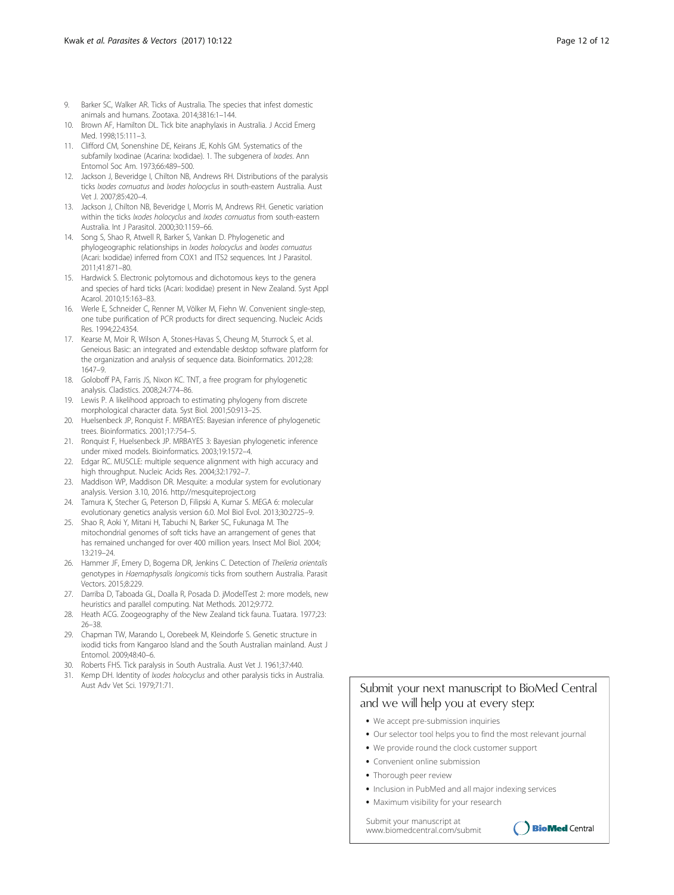9. Barker SC, Walker AR. Ticks of Australia. The species that infest domestic animals and humans. Zootaxa. 2014;3816:1–144.
10. Brown AF, Hamilton DL. Tick bite anaphylaxis in Australia. J Accid Emerg Med. 1998;15:111–3.
11. Clifford CM, Sonenshine DE, Keirans JE, Kohls GM. Systematics of the subfamily Ixodinae (Acarina: Ixodidae). 1. The subgenera of *Ixodes*. Ann Entomol Soc Am. 1973;66:489–500.
12. Jackson J, Beveridge I, Chilton NB, Andrews RH. Distributions of the paralysis ticks *Ixodes cornuatus* and *Ixodes holocyclus* in south-eastern Australia. Aust Vet J. 2007;85:420–4.
13. Jackson J, Chilton NB, Beveridge I, Morris M, Andrews RH. Genetic variation within the ticks *Ixodes holocyclus* and *Ixodes cornuatus* from south-eastern Australia. Int J Parasitol. 2000;30:1159–66.
14. Song S, Shao R, Atwell R, Barker S, Vankan D. Phylogenetic and phylogeographic relationships in *Ixodes holocyclus* and *Ixodes cornuatus* (Acari: Ixodidae) inferred from COX1 and ITS2 sequences. Int J Parasitol. 2011;41:871–80.
15. Hardwick S. Electronic polytomous and dichotomous keys to the genera and species of hard ticks (Acari: Ixodidae) present in New Zealand. Syst Appl Acarol. 2010;15:163–83.
16. Werle E, Schneider C, Renner M, Völker M, Fiehn W. Convenient single-step, one tube purification of PCR products for direct sequencing. Nucleic Acids Res. 1994;22:4354.
17. Kearse M, Moir R, Wilson A, Stones-Havas S, Cheung M, Sturrock S, et al. Geneious Basic: an integrated and extendable desktop software platform for the organization and analysis of sequence data. Bioinformatics. 2012;28:1647–9.
18. Goloboff PA, Farris JS, Nixon KC. TNT, a free program for phylogenetic analysis. Cladistics. 2008;24:774–86.
19. Lewis P. A likelihood approach to estimating phylogeny from discrete morphological character data. Syst Biol. 2001;50:913–25.
20. Huelsenbeck JP, Ronquist F. MRBAYES: Bayesian inference of phylogenetic trees. Bioinformatics. 2001;17:754–5.
21. Ronquist F, Huelsenbeck JP. MRBAYES 3: Bayesian phylogenetic inference under mixed models. Bioinformatics. 2003;19:1572–4.
22. Edgar RC. MUSCLE: multiple sequence alignment with high accuracy and high throughput. Nucleic Acids Res. 2004;32:1792–7.
23. Maddison WP, Maddison DR. Mesquite: a modular system for evolutionary analysis. Version 3.10, 2016. http://mesquiteproject.org
24. Tamura K, Stecher G, Peterson D, Filipski A, Kumar S. MEGA 6: molecular evolutionary genetics analysis version 6.0. Mol Biol Evol. 2013;30:2725–9.
25. Shao R, Aoki Y, Mitani H, Tabuchi N, Barker SC, Fukunaga M. The mitochondrial genomes of soft ticks have an arrangement of genes that has remained unchanged for over 400 million years. Insect Mol Biol. 2004;13:219–24.
26. Hammer JF, Emery D, Bogema DR, Jenkins C. Detection of *Theileria orientalis* genotypes in *Haemaphysalis longicornis* ticks from southern Australia. Parasit Vectors. 2015;8:229.
27. Darriba D, Taboada GL, Doalla R, Posada D. jModelTest 2: more models, new heuristics and parallel computing. Nat Methods. 2012;9:772.
28. Heath ACG. Zoogeography of the New Zealand tick fauna. Tuatara. 1977;23:26–38.
29. Chapman TW, Marando L, Oorebeek M, Kleindorfe S. Genetic structure in ixodid ticks from Kangaroo Island and the South Australian mainland. Aust J Entomol. 2009;48:40–6.
30. Roberts FHS. Tick paralysis in South Australia. Aust Vet J. 1961;37:440.
31. Kemp DH. Identity of *Ixodes holocyclus* and other paralysis ticks in Australia. Aust Adv Vet Sci. 1979;71:71.

Submit your next manuscript to BioMed Central and we will help you at every step:

- We accept pre-submission inquiries
- Our selector tool helps you to find the most relevant journal
- We provide round the clock customer support
- Convenient online submission
- Thorough peer review
- Inclusion in PubMed and all major indexing services
- Maximum visibility for your research

Submit your manuscript at www.biomedcentral.com/submit

BioMed Central